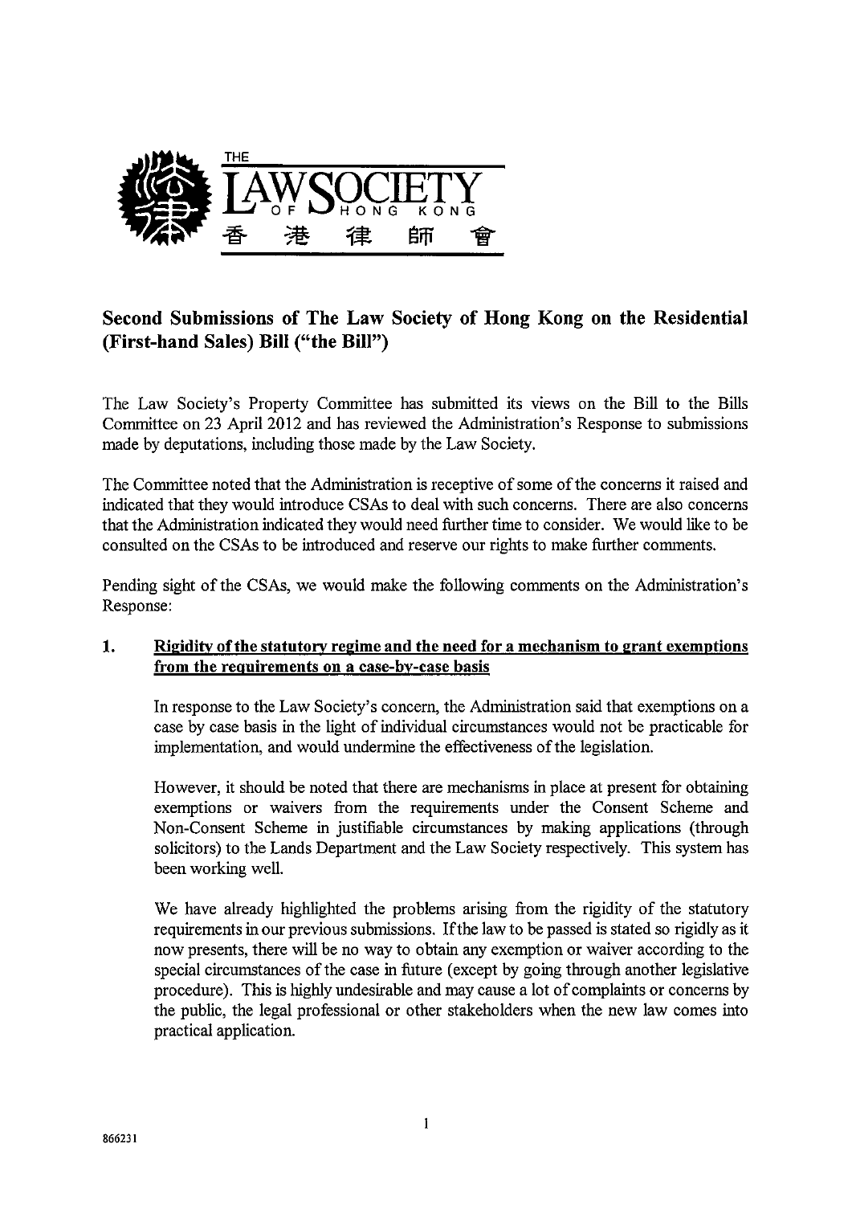THE LAW SOCIETY OF HONG KONG 香港律師會

# Second Submissions of The Law Society of Hong Kong on the Residential (First-hand Sales) Bill ("the Bill")

The Law Society's Property Committee has submitted its views on the Bill to the Bills Committee on 23 April 2012 and has reviewed the Administration's Response to submissions made by deputations, including those made by the Law Society.

The Committee noted that the Administration is receptive of some of the concerns it raised and indicated that they would introduce CSAs to deal with such concerns. There are also concerns that the Administration indicated they would need further time to consider. We would like to be consulted on the CSAs to be introduced and reserve our rights to make further comments.

Pending sight of the CSAs, we would make the following comments on the Administration's Response:

## 1. Rigidity of the statutory regime and the need for a mechanism to grant exemptions from the requirements on a case-by-case basis

In response to the Law Society's concern, the Administration said that exemptions on a case by case basis in the light of individual circumstances would not be practicable for implementation, and would undermine the effectiveness of the legislation.

However, it should be noted that there are mechanisms in place at present for obtaining exemptions or waivers from the requirements under the Consent Scheme and Non-Consent Scheme in justifiable circumstances by making applications (through solicitors) to the Lands Department and the Law Society respectively. This system has been working well.

We have already highlighted the problems arising from the rigidity of the statutory requirements in our previous submissions. If the law to be passed is stated so rigidly as it now presents, there will be no way to obtain any exemption or waiver according to the special circumstances of the case in future (except by going through another legislative procedure). This is highly undesirable and may cause a lot of complaints or concerns by the public, the legal professional or other stakeholders when the new law comes into practical application.

866231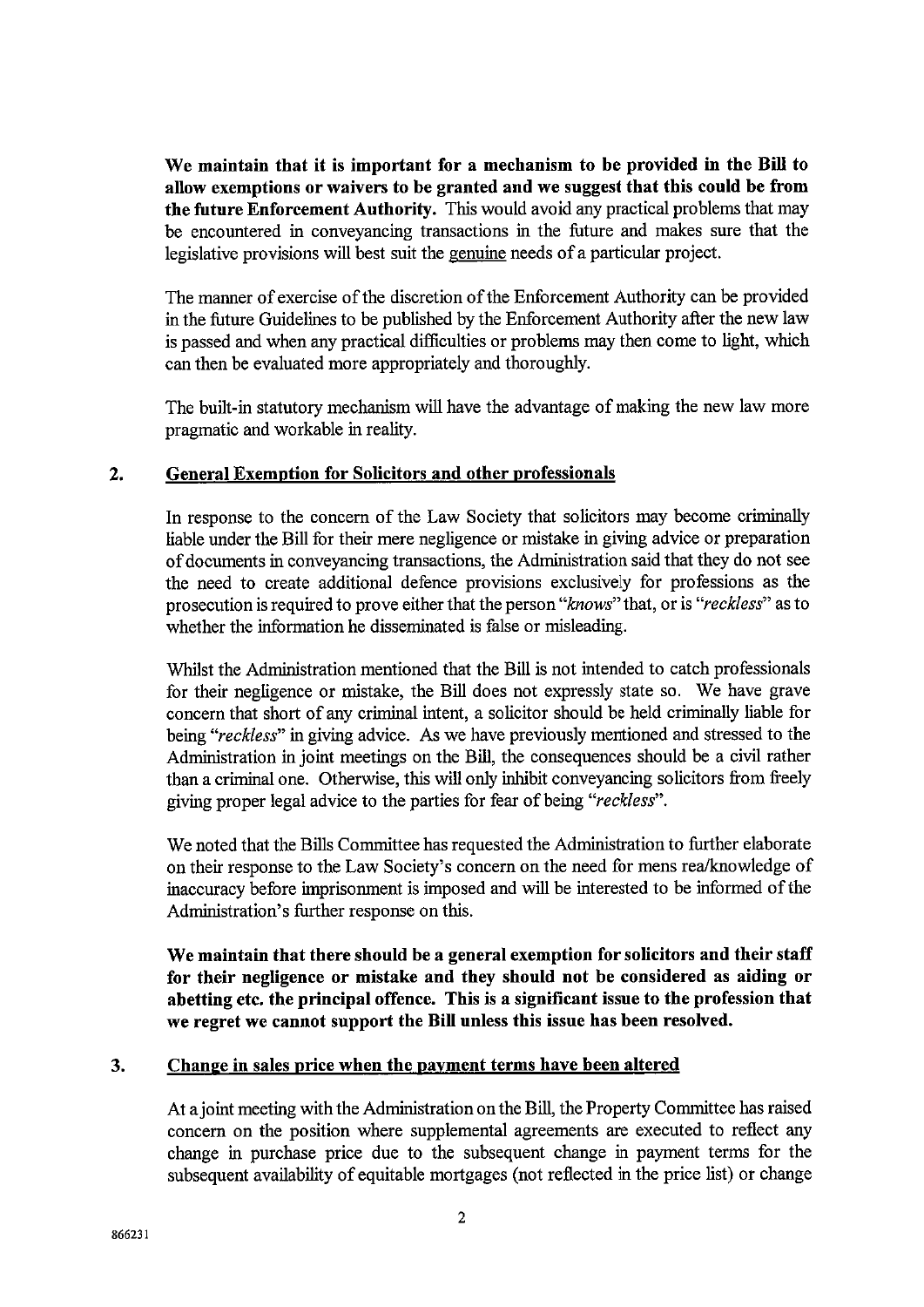**We maintain that it is important for a mechanism to be provided in the Bill to allow exemptions or waivers to be granted and we suggest that this could be from the future Enforcement Authority.** This would avoid any practical problems that may be encountered in conveyancing transactions in the future and makes sure that the legislative provisions will best suit the genuine needs of a particular project.

The manner of exercise of the discretion of the Enforcement Authority can be provided in the future Guidelines to be published by the Enforcement Authority after the new law is passed and when any practical difficulties or problems may then come to light, which can then be evaluated more appropriately and thoroughly.

The built-in statutory mechanism will have the advantage of making the new law more pragmatic and workable in reality.

## 2. General Exemption for Solicitors and other professionals

In response to the concern of the Law Society that solicitors may become criminally liable under the Bill for their mere negligence or mistake in giving advice or preparation of documents in conveyancing transactions, the Administration said that they do not see the need to create additional defence provisions exclusively for professions as the prosecution is required to prove either that the person *"knows"* that, or is *"reckless"* as to whether the information he disseminated is false or misleading.

Whilst the Administration mentioned that the Bill is not intended to catch professionals for their negligence or mistake, the Bill does not expressly state so. We have grave concern that short of any criminal intent, a solicitor should be held criminally liable for being *"reckless"* in giving advice. As we have previously mentioned and stressed to the Administration in joint meetings on the Bill, the consequences should be a civil rather than a criminal one. Otherwise, this will only inhibit conveyancing solicitors from freely giving proper legal advice to the parties for fear of being *"reckless"*.

We noted that the Bills Committee has requested the Administration to further elaborate on their response to the Law Society's concern on the need for mens rea/knowledge of inaccuracy before imprisonment is imposed and will be interested to be informed of the Administration's further response on this.

**We maintain that there should be a general exemption for solicitors and their staff for their negligence or mistake and they should not be considered as aiding or abetting etc. the principal offence. This is a significant issue to the profession that we regret we cannot support the Bill unless this issue has been resolved.**

## 3. Change in sales price when the payment terms have been altered

At a joint meeting with the Administration on the Bill, the Property Committee has raised concern on the position where supplemental agreements are executed to reflect any change in purchase price due to the subsequent change in payment terms for the subsequent availability of equitable mortgages (not reflected in the price list) or change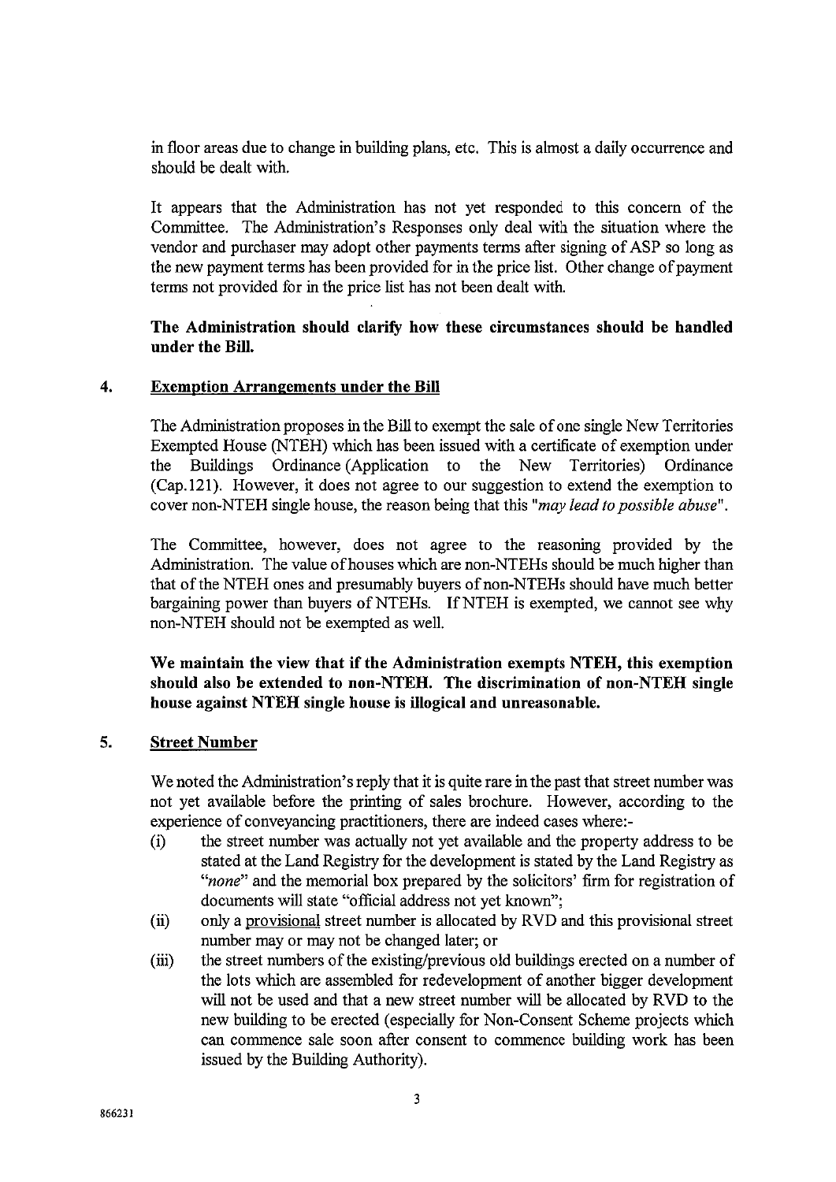in floor areas due to change in building plans, etc. This is almost a daily occurrence and should be dealt with.

It appears that the Administration has not yet responded to this concern of the Committee. The Administration's Responses only deal with the situation where the vendor and purchaser may adopt other payments terms after signing of ASP so long as the new payment terms has been provided for in the price list. Other change of payment terms not provided for in the price list has not been dealt with.

**The Administration should clarify how these circumstances should be handled under the Bill.**

## 4. Exemption Arrangements under the Bill

The Administration proposes in the Bill to exempt the sale of one single New Territories Exempted House (NTEH) which has been issued with a certificate of exemption under the Buildings Ordinance (Application to the New Territories) Ordinance (Cap.121). However, it does not agree to our suggestion to extend the exemption to cover non-NTEH single house, the reason being that this "*may lead to possible abuse*".

The Committee, however, does not agree to the reasoning provided by the Administration. The value of houses which are non-NTEHs should be much higher than that of the NTEH ones and presumably buyers of non-NTEHs should have much better bargaining power than buyers of NTEHs. If NTEH is exempted, we cannot see why non-NTEH should not be exempted as well.

**We maintain the view that if the Administration exempts NTEH, this exemption should also be extended to non-NTEH. The discrimination of non-NTEH single house against NTEH single house is illogical and unreasonable.**

## 5. Street Number

We noted the Administration's reply that it is quite rare in the past that street number was not yet available before the printing of sales brochure. However, according to the experience of conveyancing practitioners, there are indeed cases where:-

(i) the street number was actually not yet available and the property address to be stated at the Land Registry for the development is stated by the Land Registry as "*none*" and the memorial box prepared by the solicitors' firm for registration of documents will state "official address not yet known";

(ii) only a provisional street number is allocated by RVD and this provisional street number may or may not be changed later; or

(iii) the street numbers of the existing/previous old buildings erected on a number of the lots which are assembled for redevelopment of another bigger development will not be used and that a new street number will be allocated by RVD to the new building to be erected (especially for Non-Consent Scheme projects which can commence sale soon after consent to commence building work has been issued by the Building Authority).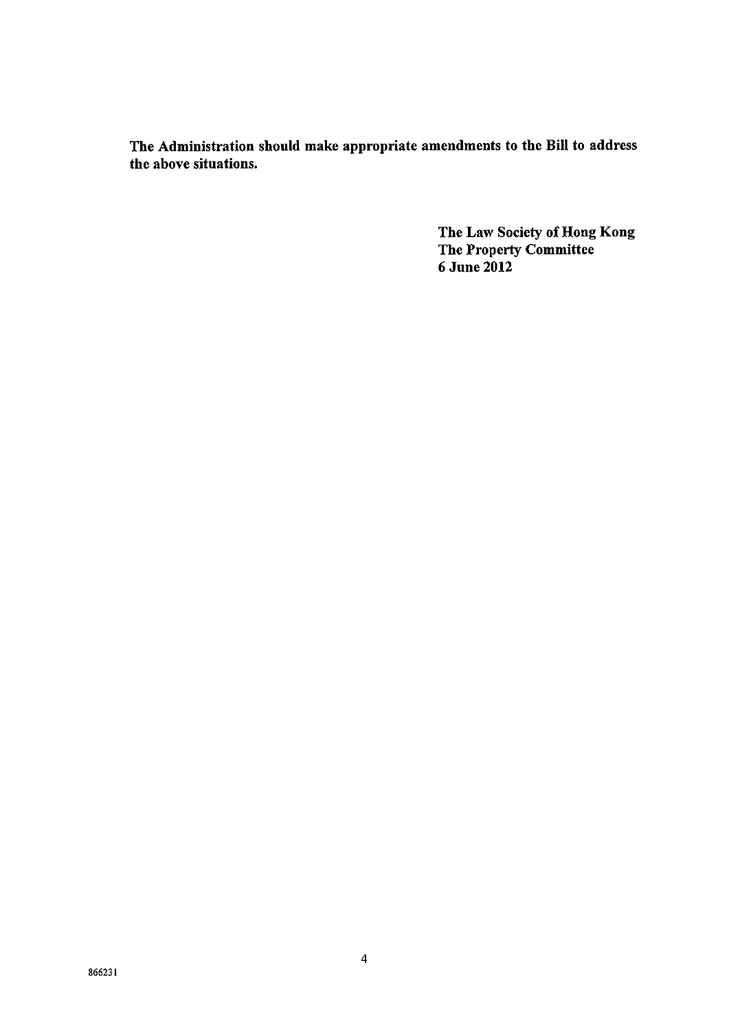**The Administration should make appropriate amendments to the Bill to address the above situations.**

**The Law Society of Hong Kong**
**The Property Committee**
**6 June 2012**

866231